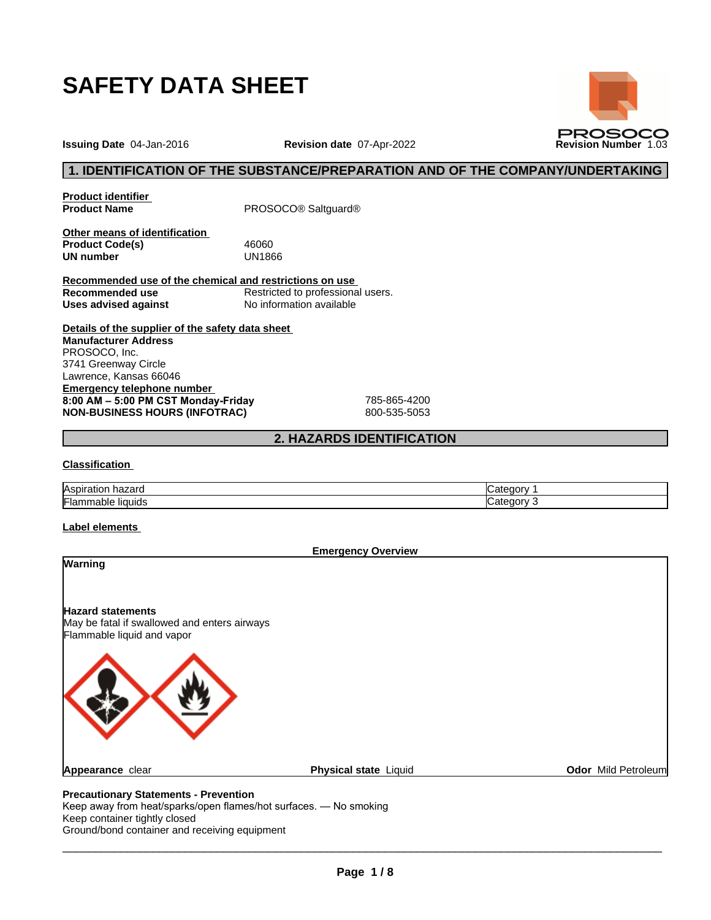# SAFETY DATA SHEET

**Issuing Date** 04-Jan-2016 **Revision date** 07-Apr-2022 **Revision Number** 1.03

## 1. IDENTIFICATION OF THE SUBSTANCE/PREPARATION AND OF THE COMPANY/UNDERTAKING

**Product identifier**

**Product Name** PROSOCO® Saltguard®

**Other means of identification**

**Product Code(s)** 46060

**UN number** UN1866

**Recommended use of the chemical and restrictions on use**

**Recommended use** Restricted to professional users.

**Uses advised against** No information available

**Details of the supplier of the safety data sheet**

**Manufacturer Address**
PROSOCO, Inc.
3741 Greenway Circle
Lawrence, Kansas 66046

**Emergency telephone number**

**8:00 AM – 5:00 PM CST Monday-Friday** 785-865-4200

**NON-BUSINESS HOURS (INFOTRAC)** 800-535-5053

## 2. HAZARDS IDENTIFICATION

**Classification**

| | |
|---|---|
| Aspiration hazard | Category 1 |
| Flammable liquids | Category 3 |

**Label elements**

**Emergency Overview**

**Warning**

**Hazard statements**
May be fatal if swallowed and enters airways
Flammable liquid and vapor

**Appearance** clear **Physical state** Liquid **Odor** Mild Petroleum

**Precautionary Statements - Prevention**
Keep away from heat/sparks/open flames/hot surfaces. — No smoking
Keep container tightly closed
Ground/bond container and receiving equipment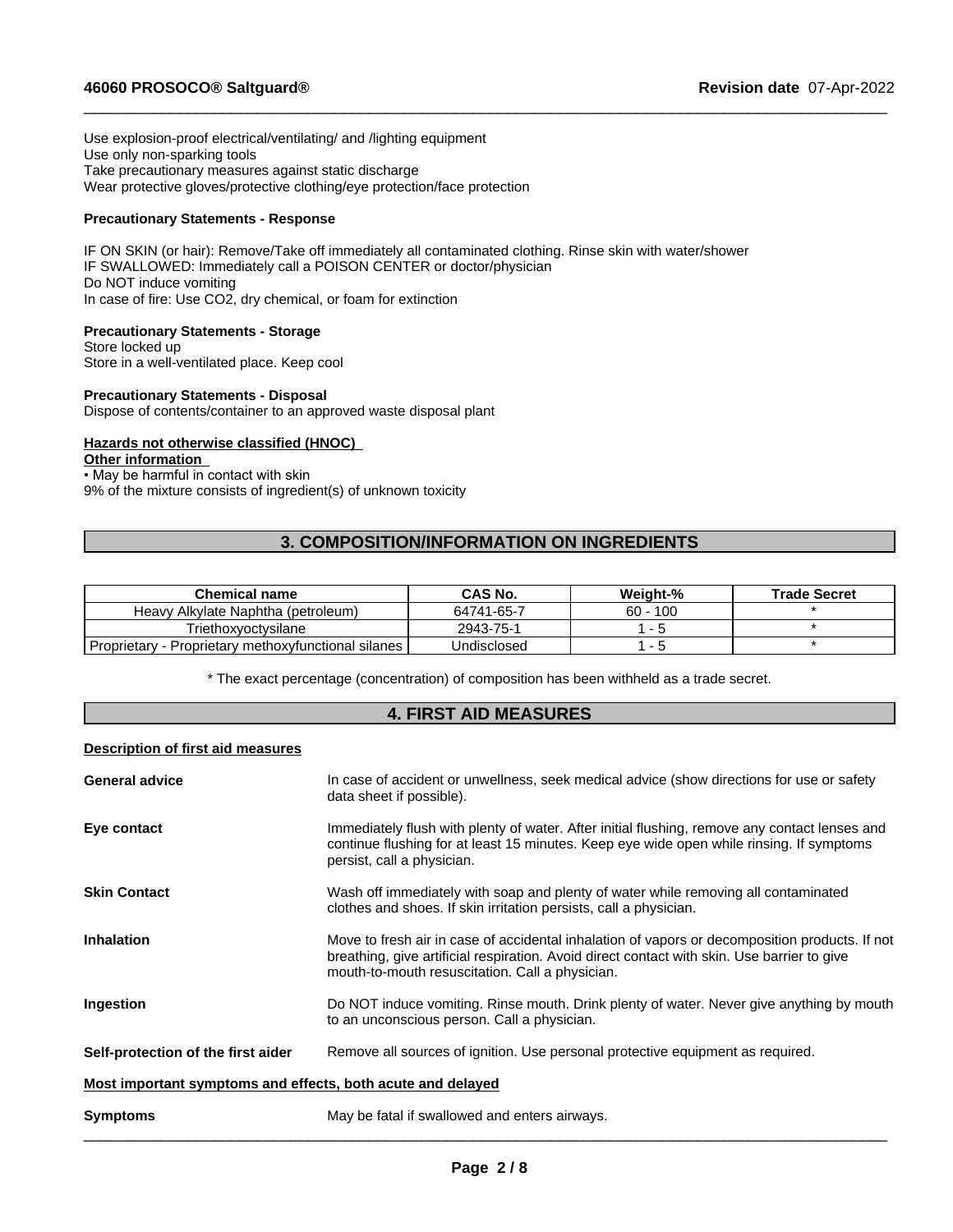Use explosion-proof electrical/ventilating/ and /lighting equipment
Use only non-sparking tools
Take precautionary measures against static discharge
Wear protective gloves/protective clothing/eye protection/face protection

**Precautionary Statements - Response**

IF ON SKIN (or hair): Remove/Take off immediately all contaminated clothing. Rinse skin with water/shower
IF SWALLOWED: Immediately call a POISON CENTER or doctor/physician
Do NOT induce vomiting
In case of fire: Use CO2, dry chemical, or foam for extinction

**Precautionary Statements - Storage**
Store locked up
Store in a well-ventilated place. Keep cool

**Precautionary Statements - Disposal**
Dispose of contents/container to an approved waste disposal plant

**Hazards not otherwise classified (HNOC)**
**Other information**
• May be harmful in contact with skin
9% of the mixture consists of ingredient(s) of unknown toxicity

## 3. COMPOSITION/INFORMATION ON INGREDIENTS

| Chemical name | CAS No. | Weight-% | Trade Secret |
|---|---|---|---|
| Heavy Alkylate Naphtha (petroleum) | 64741-65-7 | 60 - 100 | * |
| Triethoxyoctysilane | 2943-75-1 | 1 - 5 | * |
| Proprietary - Proprietary methoxyfunctional silanes | Undisclosed | 1 - 5 | * |

* The exact percentage (concentration) of composition has been withheld as a trade secret.

## 4. FIRST AID MEASURES

**Description of first aid measures**

**General advice** In case of accident or unwellness, seek medical advice (show directions for use or safety data sheet if possible).

**Eye contact** Immediately flush with plenty of water. After initial flushing, remove any contact lenses and continue flushing for at least 15 minutes. Keep eye wide open while rinsing. If symptoms persist, call a physician.

**Skin Contact** Wash off immediately with soap and plenty of water while removing all contaminated clothes and shoes. If skin irritation persists, call a physician.

**Inhalation** Move to fresh air in case of accidental inhalation of vapors or decomposition products. If not breathing, give artificial respiration. Avoid direct contact with skin. Use barrier to give mouth-to-mouth resuscitation. Call a physician.

**Ingestion** Do NOT induce vomiting. Rinse mouth. Drink plenty of water. Never give anything by mouth to an unconscious person. Call a physician.

**Self-protection of the first aider** Remove all sources of ignition. Use personal protective equipment as required.

**Most important symptoms and effects, both acute and delayed**

**Symptoms** May be fatal if swallowed and enters airways.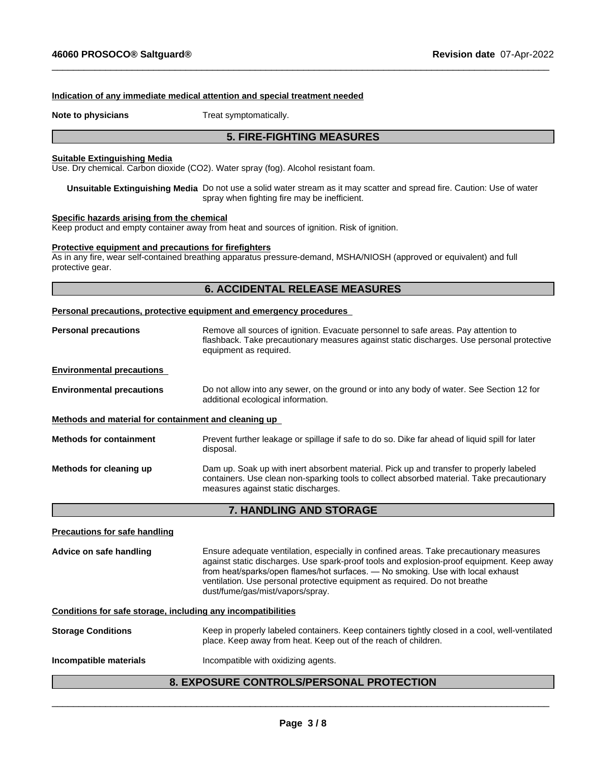#### Indication of any immediate medical attention and special treatment needed

**Note to physicians** Treat symptomatically.

## 5. FIRE-FIGHTING MEASURES

#### Suitable Extinguishing Media

Use. Dry chemical. Carbon dioxide ($CO_2$). Water spray (fog). Alcohol resistant foam.

**Unsuitable Extinguishing Media** Do not use a solid water stream as it may scatter and spread fire. Caution: Use of water spray when fighting fire may be inefficient.

#### Specific hazards arising from the chemical

Keep product and empty container away from heat and sources of ignition. Risk of ignition.

#### Protective equipment and precautions for firefighters

As in any fire, wear self-contained breathing apparatus pressure-demand, MSHA/NIOSH (approved or equivalent) and full protective gear.

## 6. ACCIDENTAL RELEASE MEASURES

#### Personal precautions, protective equipment and emergency procedures

**Personal precautions** Remove all sources of ignition. Evacuate personnel to safe areas. Pay attention to flashback. Take precautionary measures against static discharges. Use personal protective equipment as required.

#### Environmental precautions

**Environmental precautions** Do not allow into any sewer, on the ground or into any body of water. See Section 12 for additional ecological information.

#### Methods and material for containment and cleaning up

**Methods for containment** Prevent further leakage or spillage if safe to do so. Dike far ahead of liquid spill for later disposal.

**Methods for cleaning up** Dam up. Soak up with inert absorbent material. Pick up and transfer to properly labeled containers. Use clean non-sparking tools to collect absorbed material. Take precautionary measures against static discharges.

## 7. HANDLING AND STORAGE

#### Precautions for safe handling

**Advice on safe handling** Ensure adequate ventilation, especially in confined areas. Take precautionary measures against static discharges. Use spark-proof tools and explosion-proof equipment. Keep away from heat/sparks/open flames/hot surfaces. — No smoking. Use with local exhaust ventilation. Use personal protective equipment as required. Do not breathe dust/fume/gas/mist/vapors/spray.

#### Conditions for safe storage, including any incompatibilities

**Storage Conditions** Keep in properly labeled containers. Keep containers tightly closed in a cool, well-ventilated place. Keep away from heat. Keep out of the reach of children.

**Incompatible materials** Incompatible with oxidizing agents.

## 8. EXPOSURE CONTROLS/PERSONAL PROTECTION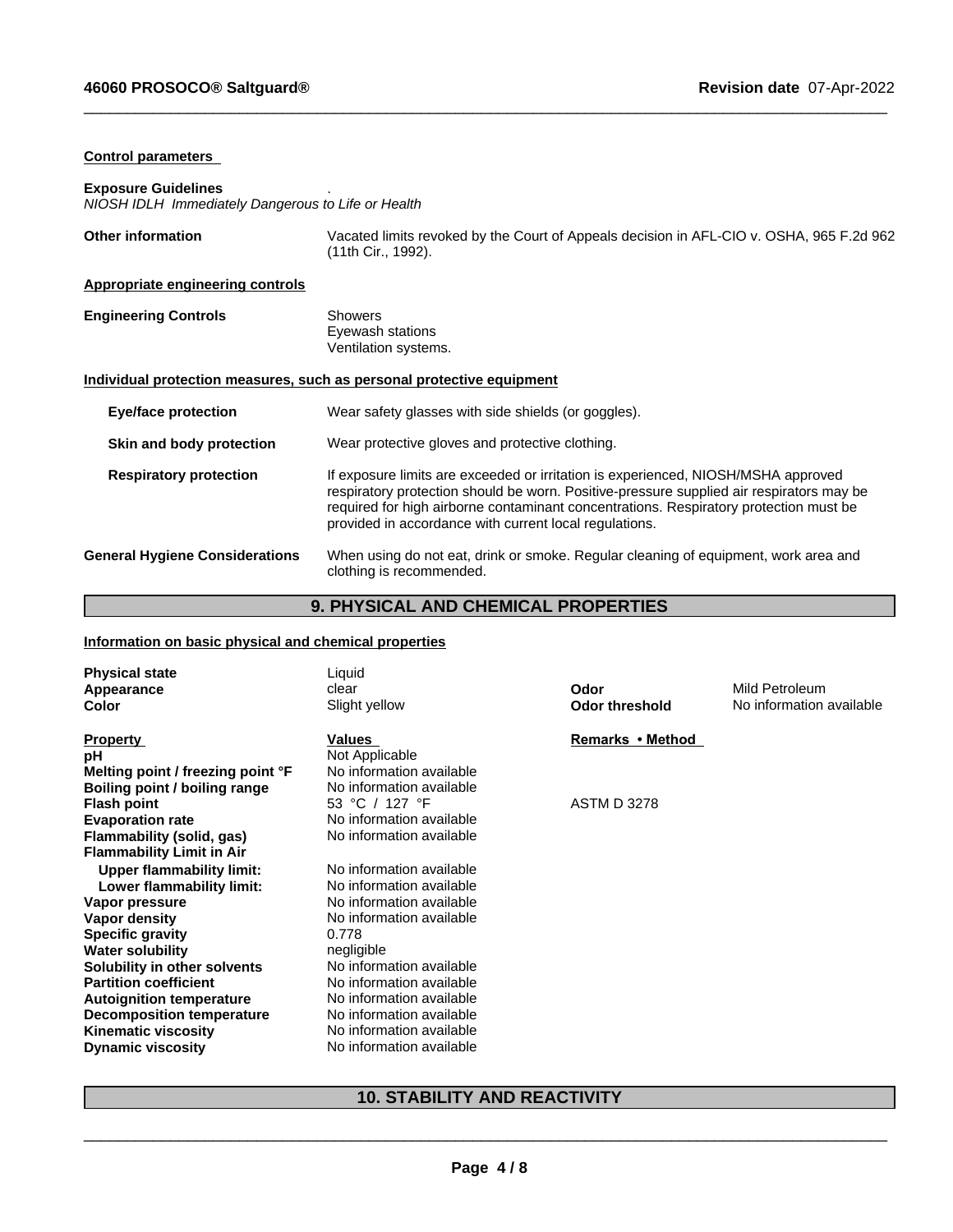**Control parameters**

**Exposure Guidelines** .
*NIOSH IDLH Immediately Dangerous to Life or Health*

| | |
|---|---|
| **Other information** | Vacated limits revoked by the Court of Appeals decision in AFL-CIO v. OSHA, 965 F.2d 962 (11th Cir., 1992). |

**Appropriate engineering controls**

| | |
|---|---|
| **Engineering Controls** | Showers<br>Eyewash stations<br>Ventilation systems. |

**Individual protection measures, such as personal protective equipment**

| | |
|---|---|
| **Eye/face protection** | Wear safety glasses with side shields (or goggles). |
| **Skin and body protection** | Wear protective gloves and protective clothing. |
| **Respiratory protection** | If exposure limits are exceeded or irritation is experienced, NIOSH/MSHA approved respiratory protection should be worn. Positive-pressure supplied air respirators may be required for high airborne contaminant concentrations. Respiratory protection must be provided in accordance with current local regulations. |
| **General Hygiene Considerations** | When using do not eat, drink or smoke. Regular cleaning of equipment, work area and clothing is recommended. |

## 9. PHYSICAL AND CHEMICAL PROPERTIES

**Information on basic physical and chemical properties**

| | | | |
|---|---|---|---|
| **Physical state** | Liquid | | |
| **Appearance** | clear | **Odor** | Mild Petroleum |
| **Color** | Slight yellow | **Odor threshold** | No information available |

| **Property** | **Values** | **Remarks • Method** |
|---|---|---|
| **pH** | Not Applicable | |
| **Melting point / freezing point °F** | No information available | |
| **Boiling point / boiling range** | No information available | |
| **Flash point** | 53 °C / 127 °F | ASTM D 3278 |
| **Evaporation rate** | No information available | |
| **Flammability (solid, gas)** | No information available | |
| **Flammability Limit in Air** | | |
| **Upper flammability limit:** | No information available | |
| **Lower flammability limit:** | No information available | |
| **Vapor pressure** | No information available | |
| **Vapor density** | No information available | |
| **Specific gravity** | 0.778 | |
| **Water solubility** | negligible | |
| **Solubility in other solvents** | No information available | |
| **Partition coefficient** | No information available | |
| **Autoignition temperature** | No information available | |
| **Decomposition temperature** | No information available | |
| **Kinematic viscosity** | No information available | |
| **Dynamic viscosity** | No information available | |

## 10. STABILITY AND REACTIVITY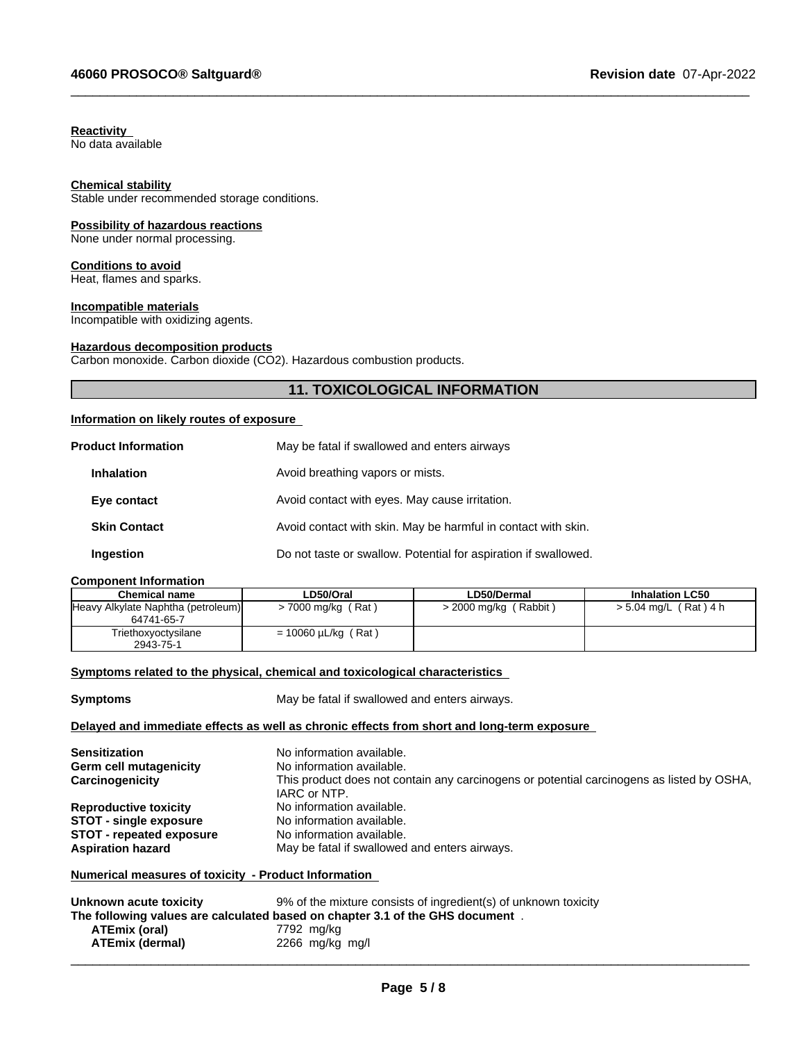**Reactivity**
No data available

**Chemical stability**
Stable under recommended storage conditions.

**Possibility of hazardous reactions**
None under normal processing.

**Conditions to avoid**
Heat, flames and sparks.

**Incompatible materials**
Incompatible with oxidizing agents.

**Hazardous decomposition products**
Carbon monoxide. Carbon dioxide ($CO_2$). Hazardous combustion products.

## 11. TOXICOLOGICAL INFORMATION

**Information on likely routes of exposure**

**Product Information** — May be fatal if swallowed and enters airways

**Inhalation** — Avoid breathing vapors or mists.

**Eye contact** — Avoid contact with eyes. May cause irritation.

**Skin Contact** — Avoid contact with skin. May be harmful in contact with skin.

**Ingestion** — Do not taste or swallow. Potential for aspiration if swallowed.

**Component Information**

| Chemical name | LD50/Oral | LD50/Dermal | Inhalation LC50 |
|---|---|---|---|
| Heavy Alkylate Naphtha (petroleum) 64741-65-7 | > 7000 mg/kg ( Rat ) | > 2000 mg/kg ( Rabbit ) | > 5.04 mg/L ( Rat ) 4 h |
| Triethoxyoctysilane 2943-75-1 | = 10060 µL/kg ( Rat ) | | |

**Symptoms related to the physical, chemical and toxicological characteristics**

**Symptoms** — May be fatal if swallowed and enters airways.

**Delayed and immediate effects as well as chronic effects from short and long-term exposure**

**Sensitization** — No information available.
**Germ cell mutagenicity** — No information available.
**Carcinogenicity** — This product does not contain any carcinogens or potential carcinogens as listed by OSHA, IARC or NTP.
**Reproductive toxicity** — No information available.
**STOT - single exposure** — No information available.
**STOT - repeated exposure** — No information available.
**Aspiration hazard** — May be fatal if swallowed and enters airways.

**Numerical measures of toxicity - Product Information**

**Unknown acute toxicity** — 9% of the mixture consists of ingredient(s) of unknown toxicity
**The following values are calculated based on chapter 3.1 of the GHS document** .
**ATEmix (oral)** — 7792 mg/kg
**ATEmix (dermal)** — 2266 mg/kg mg/l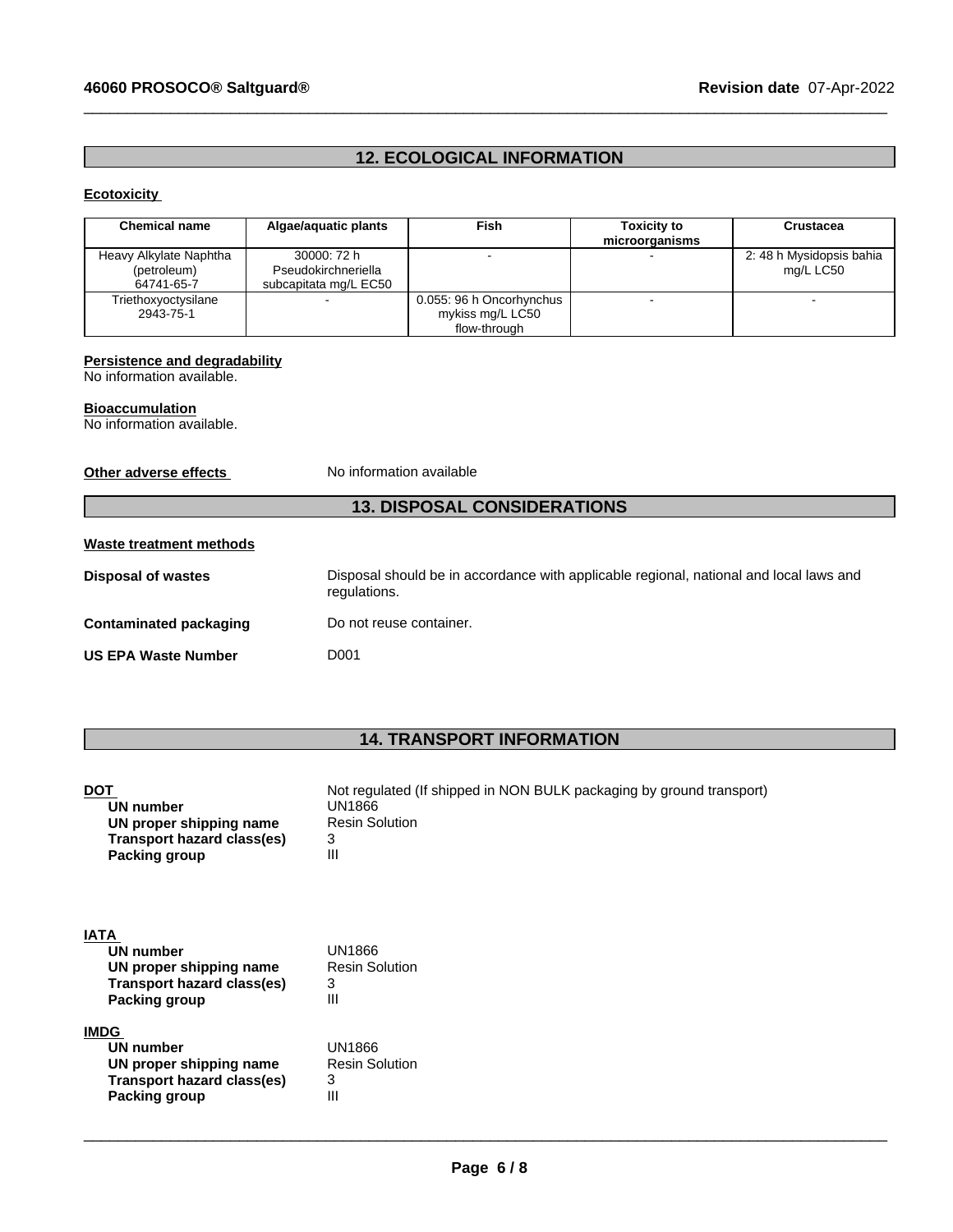## 12. ECOLOGICAL INFORMATION

**Ecotoxicity**

| Chemical name | Algae/aquatic plants | Fish | Toxicity to microorganisms | Crustacea |
|---|---|---|---|---|
| Heavy Alkylate Naphtha (petroleum) 64741-65-7 | 30000: 72 h Pseudokirchneriella subcapitata mg/L EC50 | - | - | 2: 48 h Mysidopsis bahia mg/L LC50 |
| Triethoxyoctysilane 2943-75-1 | - | 0.055: 96 h Oncorhynchus mykiss mg/L LC50 flow-through | - | - |

**Persistence and degradability**

No information available.

**Bioaccumulation**

No information available.

**Other adverse effects** No information available

## 13. DISPOSAL CONSIDERATIONS

**Waste treatment methods**

**Disposal of wastes** Disposal should be in accordance with applicable regional, national and local laws and regulations.

**Contaminated packaging** Do not reuse container.

**US EPA Waste Number** D001

## 14. TRANSPORT INFORMATION

**DOT** Not regulated (If shipped in NON BULK packaging by ground transport)

- **UN number** UN1866
- **UN proper shipping name** Resin Solution
- **Transport hazard class(es)** 3
- **Packing group** III

**IATA**

- **UN number** UN1866
- **UN proper shipping name** Resin Solution
- **Transport hazard class(es)** 3
- **Packing group** III

**IMDG**

- **UN number** UN1866
- **UN proper shipping name** Resin Solution
- **Transport hazard class(es)** 3
- **Packing group** III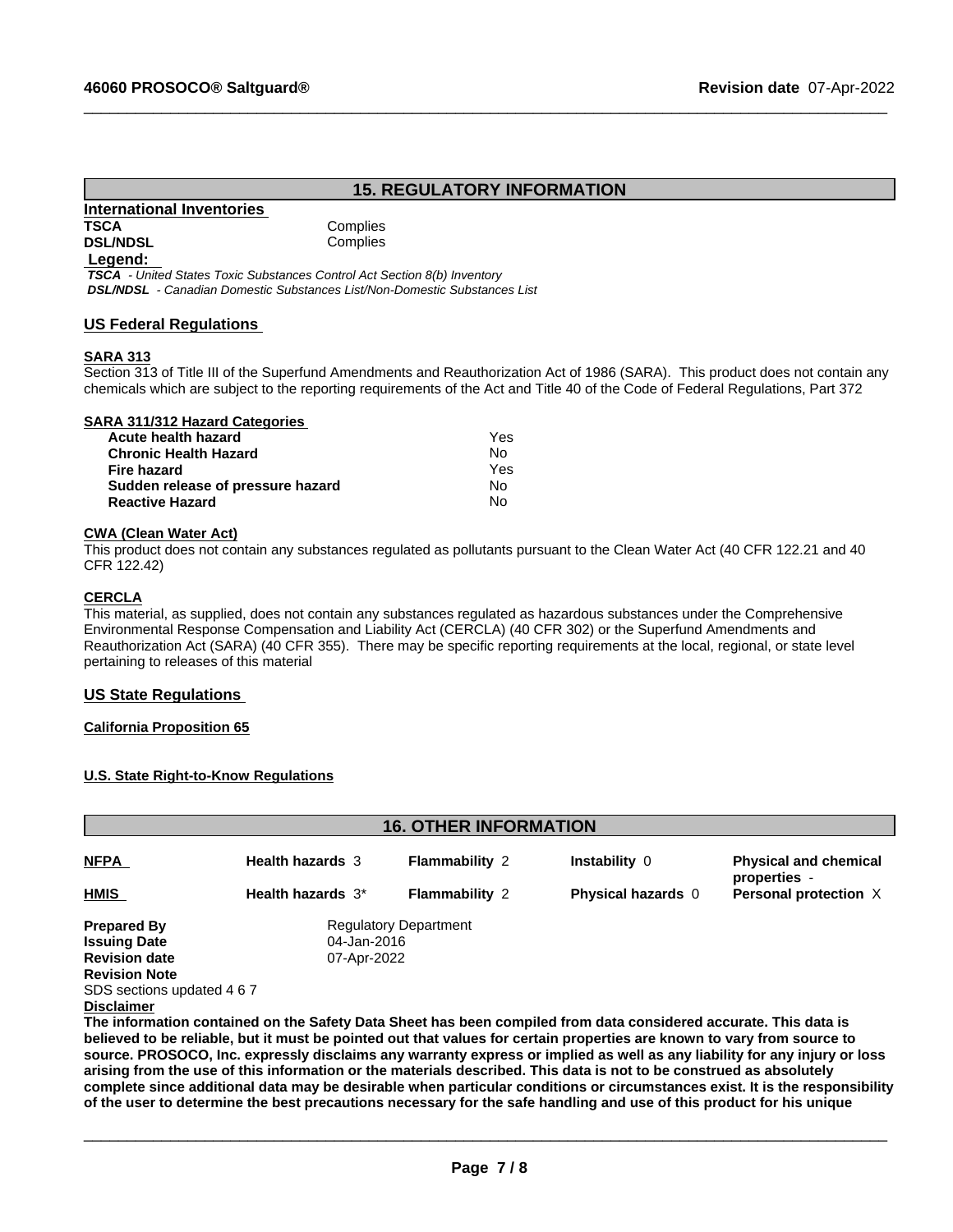## 15. REGULATORY INFORMATION

**International Inventories**

| | |
|---|---|
| **TSCA** | Complies |
| **DSL/NDSL** | Complies |

**Legend:**

***TSCA*** *- United States Toxic Substances Control Act Section 8(b) Inventory*
***DSL/NDSL*** *- Canadian Domestic Substances List/Non-Domestic Substances List*

### US Federal Regulations

**SARA 313**

Section 313 of Title III of the Superfund Amendments and Reauthorization Act of 1986 (SARA). This product does not contain any chemicals which are subject to the reporting requirements of the Act and Title 40 of the Code of Federal Regulations, Part 372

**SARA 311/312 Hazard Categories**

| | |
|---|---|
| **Acute health hazard** | Yes |
| **Chronic Health Hazard** | No |
| **Fire hazard** | Yes |
| **Sudden release of pressure hazard** | No |
| **Reactive Hazard** | No |

**CWA (Clean Water Act)**

This product does not contain any substances regulated as pollutants pursuant to the Clean Water Act (40 CFR 122.21 and 40 CFR 122.42)

**CERCLA**

This material, as supplied, does not contain any substances regulated as hazardous substances under the Comprehensive Environmental Response Compensation and Liability Act (CERCLA) (40 CFR 302) or the Superfund Amendments and Reauthorization Act (SARA) (40 CFR 355). There may be specific reporting requirements at the local, regional, or state level pertaining to releases of this material

### US State Regulations

**California Proposition 65**

**U.S. State Right-to-Know Regulations**

## 16. OTHER INFORMATION

| | | | | |
|---|---|---|---|---|
| **NFPA** | **Health hazards** 3 | **Flammability** 2 | **Instability** 0 | **Physical and chemical properties** - |
| **HMIS** | **Health hazards** 3* | **Flammability** 2 | **Physical hazards** 0 | **Personal protection** X |

| | |
|---|---|
| **Prepared By** | Regulatory Department |
| **Issuing Date** | 04-Jan-2016 |
| **Revision date** | 07-Apr-2022 |

**Revision Note**

SDS sections updated 4 6 7

**Disclaimer**

**The information contained on the Safety Data Sheet has been compiled from data considered accurate. This data is believed to be reliable, but it must be pointed out that values for certain properties are known to vary from source to source. PROSOCO, Inc. expressly disclaims any warranty express or implied as well as any liability for any injury or loss arising from the use of this information or the materials described. This data is not to be construed as absolutely complete since additional data may be desirable when particular conditions or circumstances exist. It is the responsibility of the user to determine the best precautions necessary for the safe handling and use of this product for his unique**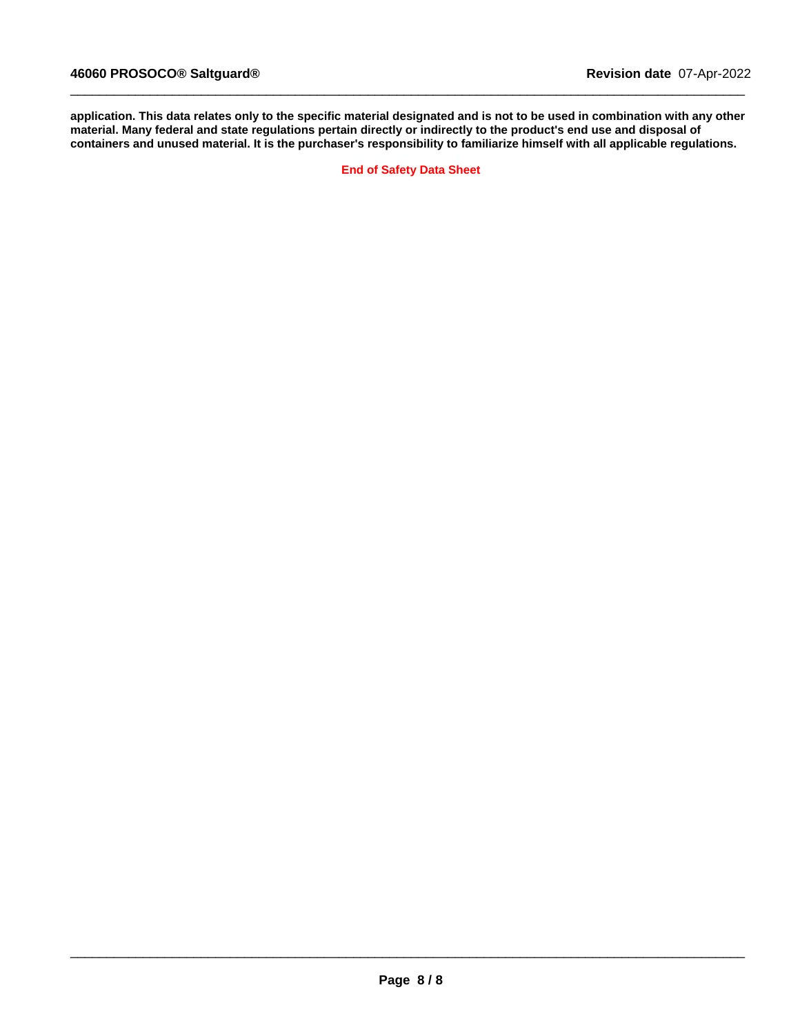**application. This data relates only to the specific material designated and is not to be used in combination with any other material. Many federal and state regulations pertain directly or indirectly to the product's end use and disposal of containers and unused material. It is the purchaser's responsibility to familiarize himself with all applicable regulations.**

**End of Safety Data Sheet**